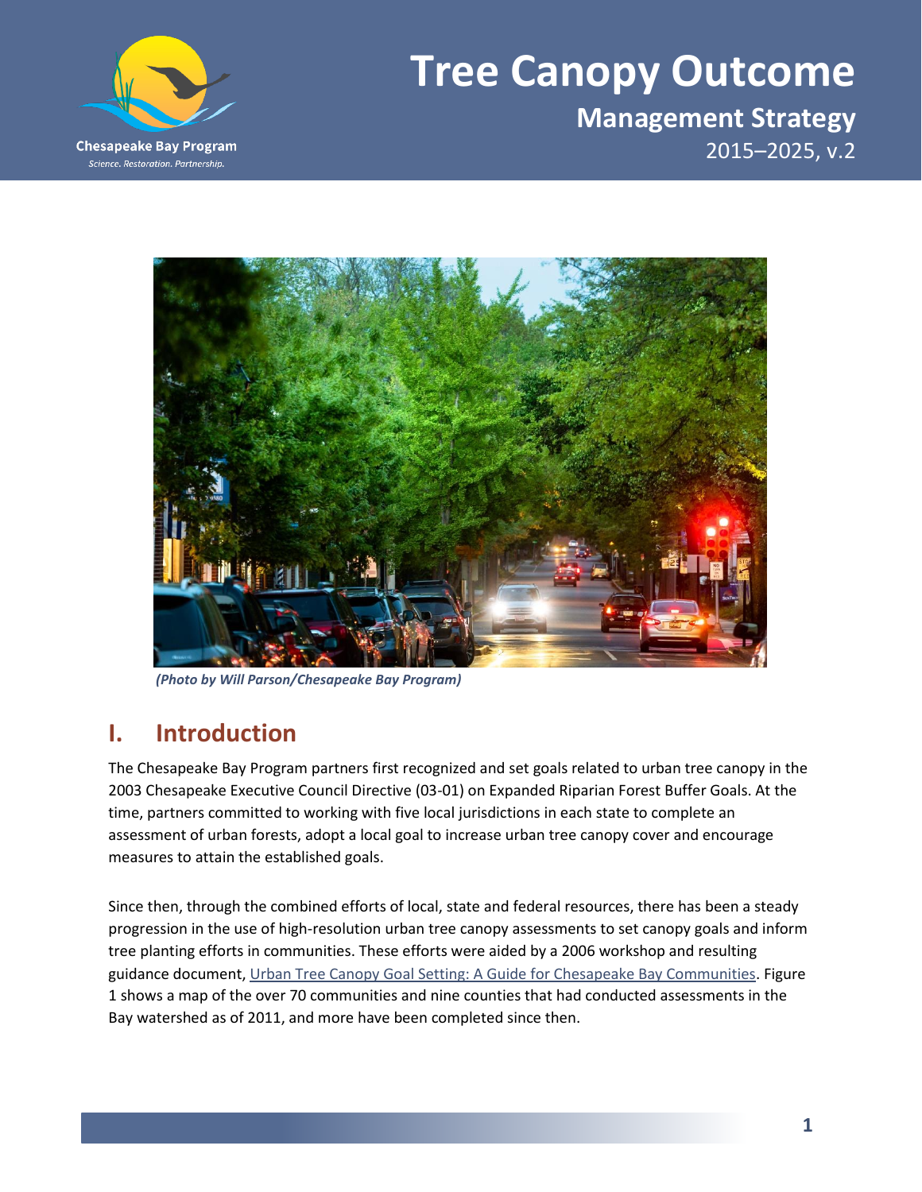# Tree Canopy Outcome

## Management Strategy

2015–2025, v.2

*(Photo by Will Parson/Chesapeake Bay Program)*

## I. Introduction

The Chesapeake Bay Program partners first recognized and set goals related to urban tree canopy in the 2003 Chesapeake Executive Council Directive (03-01) on Expanded Riparian Forest Buffer Goals. At the time, partners committed to working with five local jurisdictions in each state to complete an assessment of urban forests, adopt a local goal to increase urban tree canopy cover and encourage measures to attain the established goals.

Since then, through the combined efforts of local, state and federal resources, there has been a steady progression in the use of high-resolution urban tree canopy assessments to set canopy goals and inform tree planting efforts in communities. These efforts were aided by a 2006 workshop and resulting guidance document, Urban Tree Canopy Goal Setting: A Guide for Chesapeake Bay Communities. Figure 1 shows a map of the over 70 communities and nine counties that had conducted assessments in the Bay watershed as of 2011, and more have been completed since then.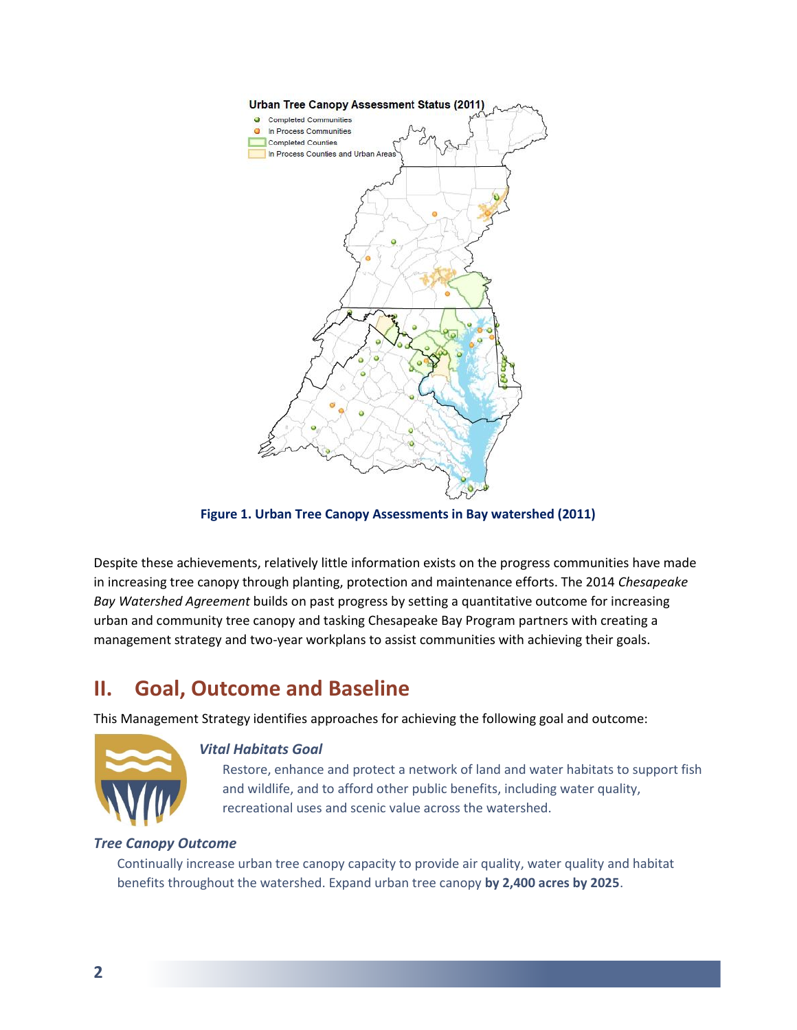Figure 1. Urban Tree Canopy Assessments in Bay watershed (2011)

Despite these achievements, relatively little information exists on the progress communities have made in increasing tree canopy through planting, protection and maintenance efforts. The 2014 *Chesapeake Bay Watershed Agreement* builds on past progress by setting a quantitative outcome for increasing urban and community tree canopy and tasking Chesapeake Bay Program partners with creating a management strategy and two-year workplans to assist communities with achieving their goals.

## II. Goal, Outcome and Baseline

This Management Strategy identifies approaches for achieving the following goal and outcome:

### *Vital Habitats Goal*

Restore, enhance and protect a network of land and water habitats to support fish and wildlife, and to afford other public benefits, including water quality, recreational uses and scenic value across the watershed.

### *Tree Canopy Outcome*

Continually increase urban tree canopy capacity to provide air quality, water quality and habitat benefits throughout the watershed. Expand urban tree canopy **by 2,400 acres by 2025**.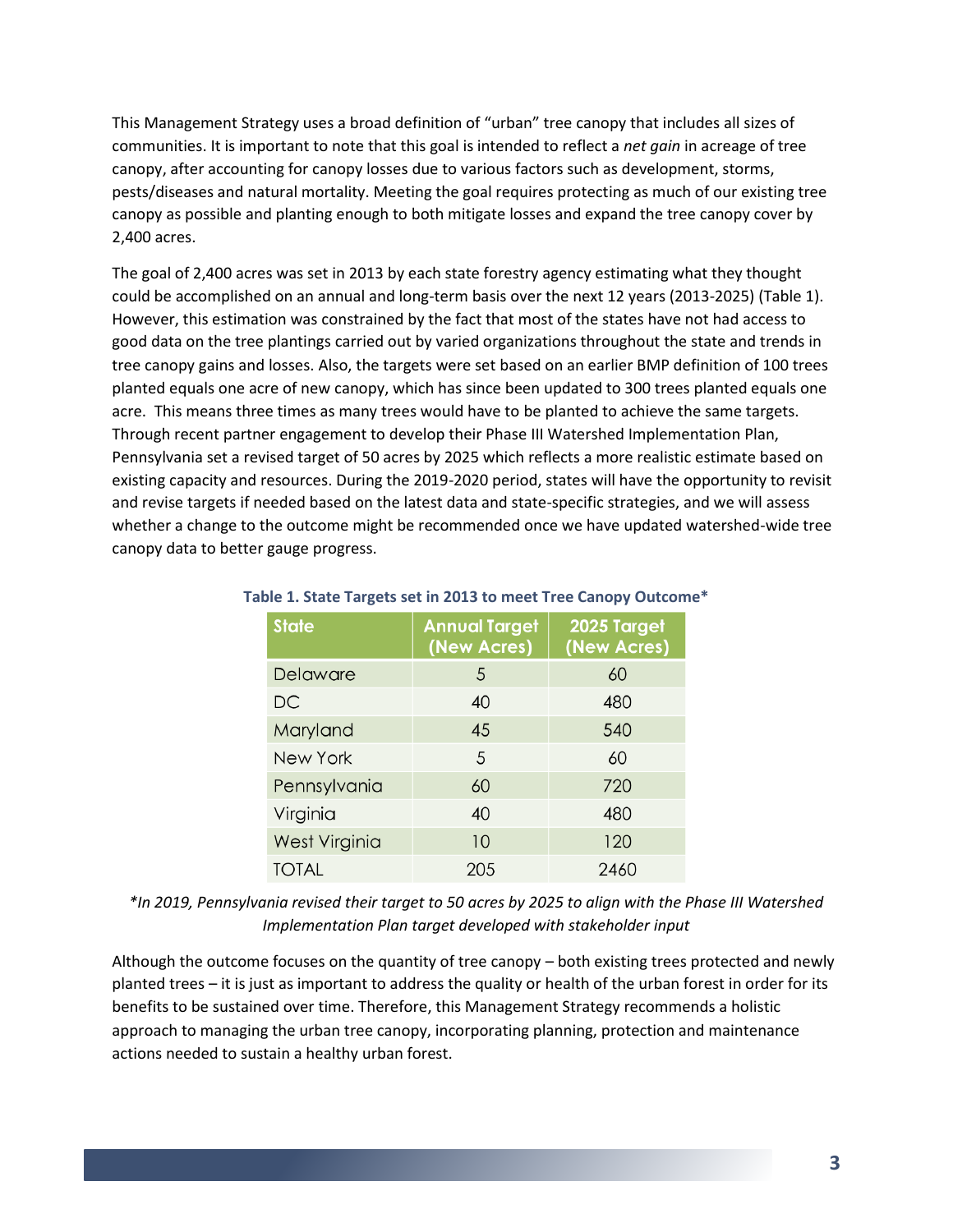This Management Strategy uses a broad definition of "urban" tree canopy that includes all sizes of communities. It is important to note that this goal is intended to reflect a *net gain* in acreage of tree canopy, after accounting for canopy losses due to various factors such as development, storms, pests/diseases and natural mortality. Meeting the goal requires protecting as much of our existing tree canopy as possible and planting enough to both mitigate losses and expand the tree canopy cover by 2,400 acres.

The goal of 2,400 acres was set in 2013 by each state forestry agency estimating what they thought could be accomplished on an annual and long-term basis over the next 12 years (2013-2025) (Table 1). However, this estimation was constrained by the fact that most of the states have not had access to good data on the tree plantings carried out by varied organizations throughout the state and trends in tree canopy gains and losses. Also, the targets were set based on an earlier BMP definition of 100 trees planted equals one acre of new canopy, which has since been updated to 300 trees planted equals one acre. This means three times as many trees would have to be planted to achieve the same targets. Through recent partner engagement to develop their Phase III Watershed Implementation Plan, Pennsylvania set a revised target of 50 acres by 2025 which reflects a more realistic estimate based on existing capacity and resources. During the 2019-2020 period, states will have the opportunity to revisit and revise targets if needed based on the latest data and state-specific strategies, and we will assess whether a change to the outcome might be recommended once we have updated watershed-wide tree canopy data to better gauge progress.

**Table 1. State Targets set in 2013 to meet Tree Canopy Outcome***

| State | Annual Target (New Acres) | 2025 Target (New Acres) |
|---|---|---|
| Delaware | 5 | 60 |
| DC | 40 | 480 |
| Maryland | 45 | 540 |
| New York | 5 | 60 |
| Pennsylvania | 60 | 720 |
| Virginia | 40 | 480 |
| West Virginia | 10 | 120 |
| TOTAL | 205 | 2460 |

**In 2019, Pennsylvania revised their target to 50 acres by 2025 to align with the Phase III Watershed Implementation Plan target developed with stakeholder input*

Although the outcome focuses on the quantity of tree canopy – both existing trees protected and newly planted trees – it is just as important to address the quality or health of the urban forest in order for its benefits to be sustained over time. Therefore, this Management Strategy recommends a holistic approach to managing the urban tree canopy, incorporating planning, protection and maintenance actions needed to sustain a healthy urban forest.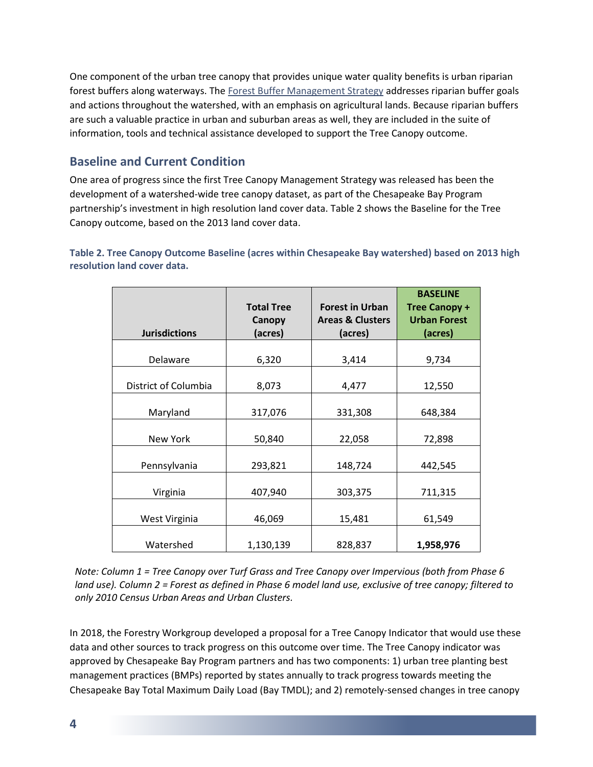One component of the urban tree canopy that provides unique water quality benefits is urban riparian forest buffers along waterways. The [Forest Buffer Management Strategy](#) addresses riparian buffer goals and actions throughout the watershed, with an emphasis on agricultural lands. Because riparian buffers are such a valuable practice in urban and suburban areas as well, they are included in the suite of information, tools and technical assistance developed to support the Tree Canopy outcome.

## Baseline and Current Condition

One area of progress since the first Tree Canopy Management Strategy was released has been the development of a watershed-wide tree canopy dataset, as part of the Chesapeake Bay Program partnership's investment in high resolution land cover data. Table 2 shows the Baseline for the Tree Canopy outcome, based on the 2013 land cover data.

**Table 2. Tree Canopy Outcome Baseline (acres within Chesapeake Bay watershed) based on 2013 high resolution land cover data.**

| Jurisdictions | Total Tree Canopy (acres) | Forest in Urban Areas & Clusters (acres) | BASELINE Tree Canopy + Urban Forest (acres) |
|---|---|---|---|
| Delaware | 6,320 | 3,414 | 9,734 |
| District of Columbia | 8,073 | 4,477 | 12,550 |
| Maryland | 317,076 | 331,308 | 648,384 |
| New York | 50,840 | 22,058 | 72,898 |
| Pennsylvania | 293,821 | 148,724 | 442,545 |
| Virginia | 407,940 | 303,375 | 711,315 |
| West Virginia | 46,069 | 15,481 | 61,549 |
| Watershed | 1,130,139 | 828,837 | **1,958,976** |

*Note: Column 1 = Tree Canopy over Turf Grass and Tree Canopy over Impervious (both from Phase 6 land use). Column 2 = Forest as defined in Phase 6 model land use, exclusive of tree canopy; filtered to only 2010 Census Urban Areas and Urban Clusters.*

In 2018, the Forestry Workgroup developed a proposal for a Tree Canopy Indicator that would use these data and other sources to track progress on this outcome over time. The Tree Canopy indicator was approved by Chesapeake Bay Program partners and has two components: 1) urban tree planting best management practices (BMPs) reported by states annually to track progress towards meeting the Chesapeake Bay Total Maximum Daily Load (Bay TMDL); and 2) remotely-sensed changes in tree canopy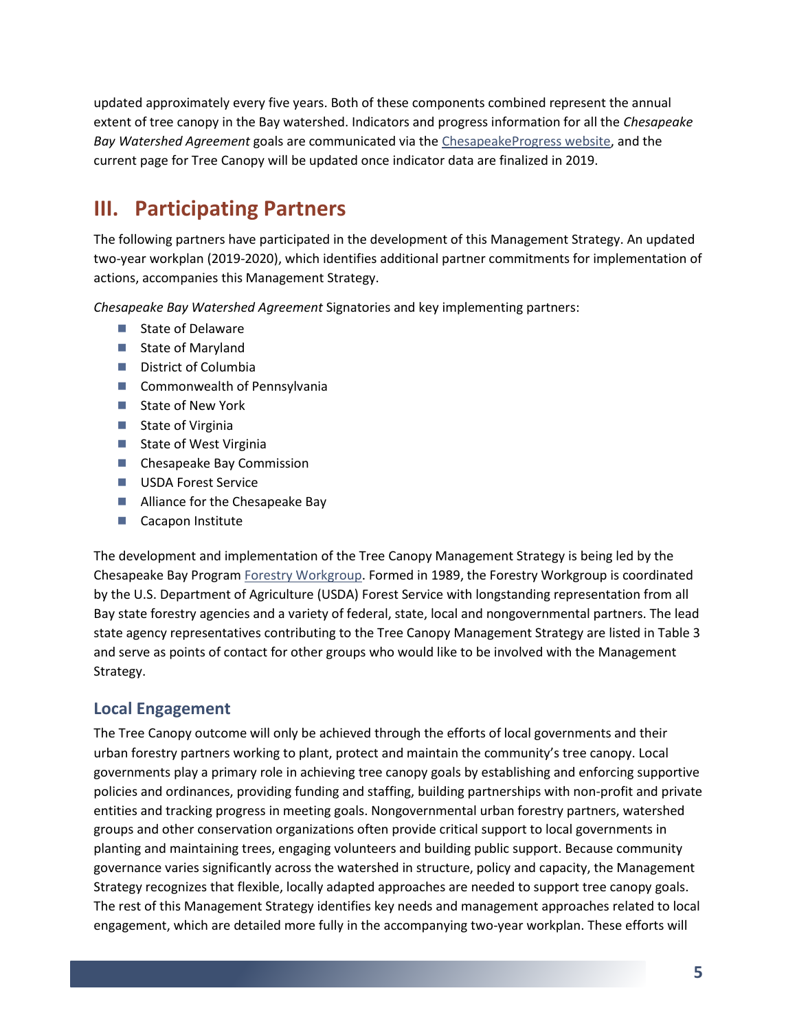updated approximately every five years. Both of these components combined represent the annual extent of tree canopy in the Bay watershed. Indicators and progress information for all the *Chesapeake Bay Watershed Agreement* goals are communicated via the ChesapeakeProgress website, and the current page for Tree Canopy will be updated once indicator data are finalized in 2019.

# III. Participating Partners

The following partners have participated in the development of this Management Strategy. An updated two-year workplan (2019-2020), which identifies additional partner commitments for implementation of actions, accompanies this Management Strategy.

*Chesapeake Bay Watershed Agreement* Signatories and key implementing partners:

- State of Delaware
- State of Maryland
- District of Columbia
- Commonwealth of Pennsylvania
- State of New York
- State of Virginia
- State of West Virginia
- Chesapeake Bay Commission
- USDA Forest Service
- Alliance for the Chesapeake Bay
- Cacapon Institute

The development and implementation of the Tree Canopy Management Strategy is being led by the Chesapeake Bay Program Forestry Workgroup. Formed in 1989, the Forestry Workgroup is coordinated by the U.S. Department of Agriculture (USDA) Forest Service with longstanding representation from all Bay state forestry agencies and a variety of federal, state, local and nongovernmental partners. The lead state agency representatives contributing to the Tree Canopy Management Strategy are listed in Table 3 and serve as points of contact for other groups who would like to be involved with the Management Strategy.

## Local Engagement

The Tree Canopy outcome will only be achieved through the efforts of local governments and their urban forestry partners working to plant, protect and maintain the community's tree canopy. Local governments play a primary role in achieving tree canopy goals by establishing and enforcing supportive policies and ordinances, providing funding and staffing, building partnerships with non-profit and private entities and tracking progress in meeting goals. Nongovernmental urban forestry partners, watershed groups and other conservation organizations often provide critical support to local governments in planting and maintaining trees, engaging volunteers and building public support. Because community governance varies significantly across the watershed in structure, policy and capacity, the Management Strategy recognizes that flexible, locally adapted approaches are needed to support tree canopy goals. The rest of this Management Strategy identifies key needs and management approaches related to local engagement, which are detailed more fully in the accompanying two-year workplan. These efforts will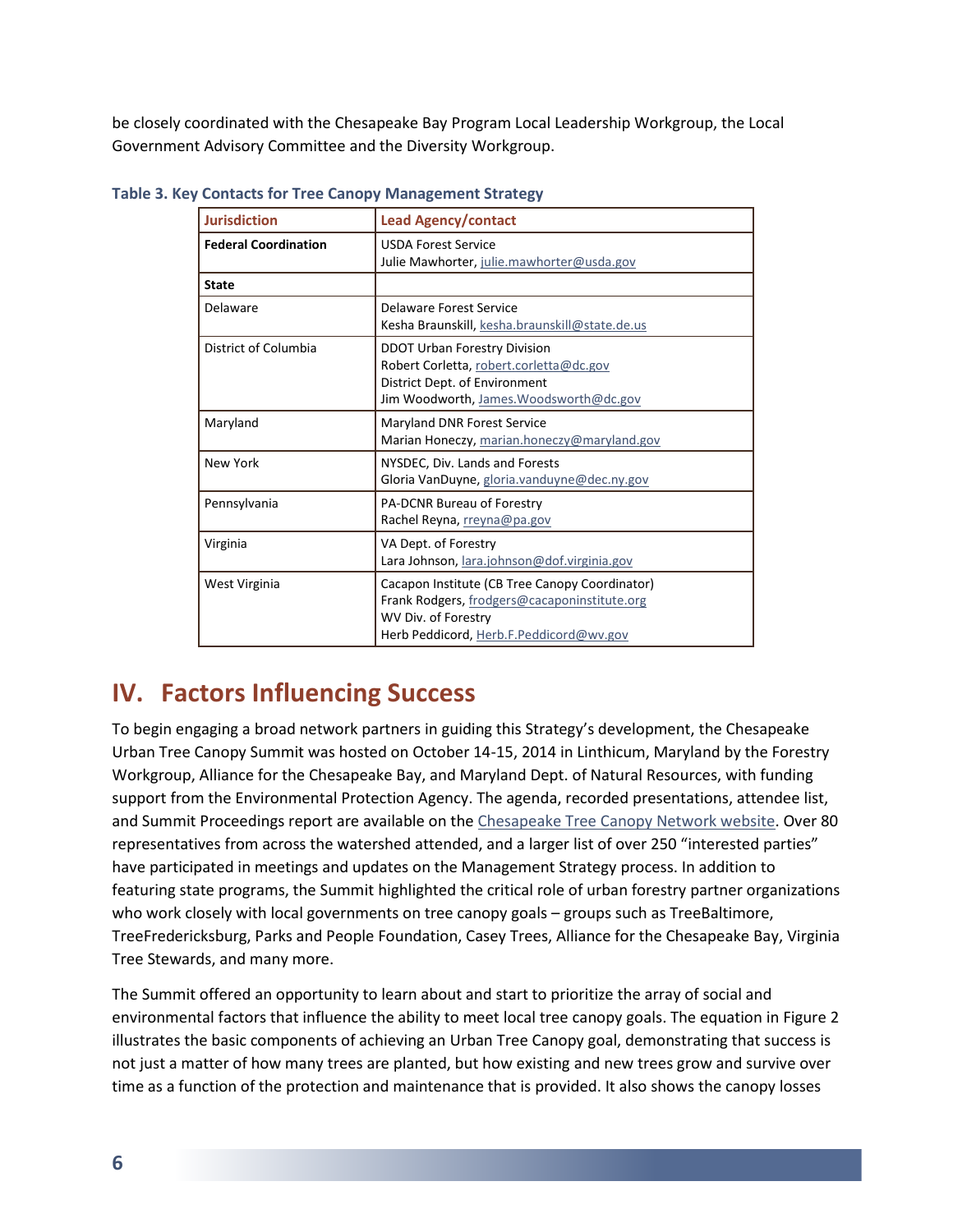be closely coordinated with the Chesapeake Bay Program Local Leadership Workgroup, the Local Government Advisory Committee and the Diversity Workgroup.

**Table 3. Key Contacts for Tree Canopy Management Strategy**

| Jurisdiction | Lead Agency/contact |
|---|---|
| **Federal Coordination** | USDA Forest Service<br>Julie Mawhorter, julie.mawhorter@usda.gov |
| **State** | |
| Delaware | Delaware Forest Service<br>Kesha Braunskill, kesha.braunskill@state.de.us |
| District of Columbia | DDOT Urban Forestry Division<br>Robert Corletta, robert.corletta@dc.gov<br>District Dept. of Environment<br>Jim Woodworth, James.Woodsworth@dc.gov |
| Maryland | Maryland DNR Forest Service<br>Marian Honeczy, marian.honeczy@maryland.gov |
| New York | NYSDEC, Div. Lands and Forests<br>Gloria VanDuyne, gloria.vanduyne@dec.ny.gov |
| Pennsylvania | PA-DCNR Bureau of Forestry<br>Rachel Reyna, rreyna@pa.gov |
| Virginia | VA Dept. of Forestry<br>Lara Johnson, lara.johnson@dof.virginia.gov |
| West Virginia | Cacapon Institute (CB Tree Canopy Coordinator)<br>Frank Rodgers, frodgers@cacaponinstitute.org<br>WV Div. of Forestry<br>Herb Peddicord, Herb.F.Peddicord@wv.gov |

# IV. Factors Influencing Success

To begin engaging a broad network partners in guiding this Strategy's development, the Chesapeake Urban Tree Canopy Summit was hosted on October 14-15, 2014 in Linthicum, Maryland by the Forestry Workgroup, Alliance for the Chesapeake Bay, and Maryland Dept. of Natural Resources, with funding support from the Environmental Protection Agency. The agenda, recorded presentations, attendee list, and Summit Proceedings report are available on the Chesapeake Tree Canopy Network website. Over 80 representatives from across the watershed attended, and a larger list of over 250 "interested parties" have participated in meetings and updates on the Management Strategy process. In addition to featuring state programs, the Summit highlighted the critical role of urban forestry partner organizations who work closely with local governments on tree canopy goals – groups such as TreeBaltimore, TreeFredericksburg, Parks and People Foundation, Casey Trees, Alliance for the Chesapeake Bay, Virginia Tree Stewards, and many more.

The Summit offered an opportunity to learn about and start to prioritize the array of social and environmental factors that influence the ability to meet local tree canopy goals. The equation in Figure 2 illustrates the basic components of achieving an Urban Tree Canopy goal, demonstrating that success is not just a matter of how many trees are planted, but how existing and new trees grow and survive over time as a function of the protection and maintenance that is provided. It also shows the canopy losses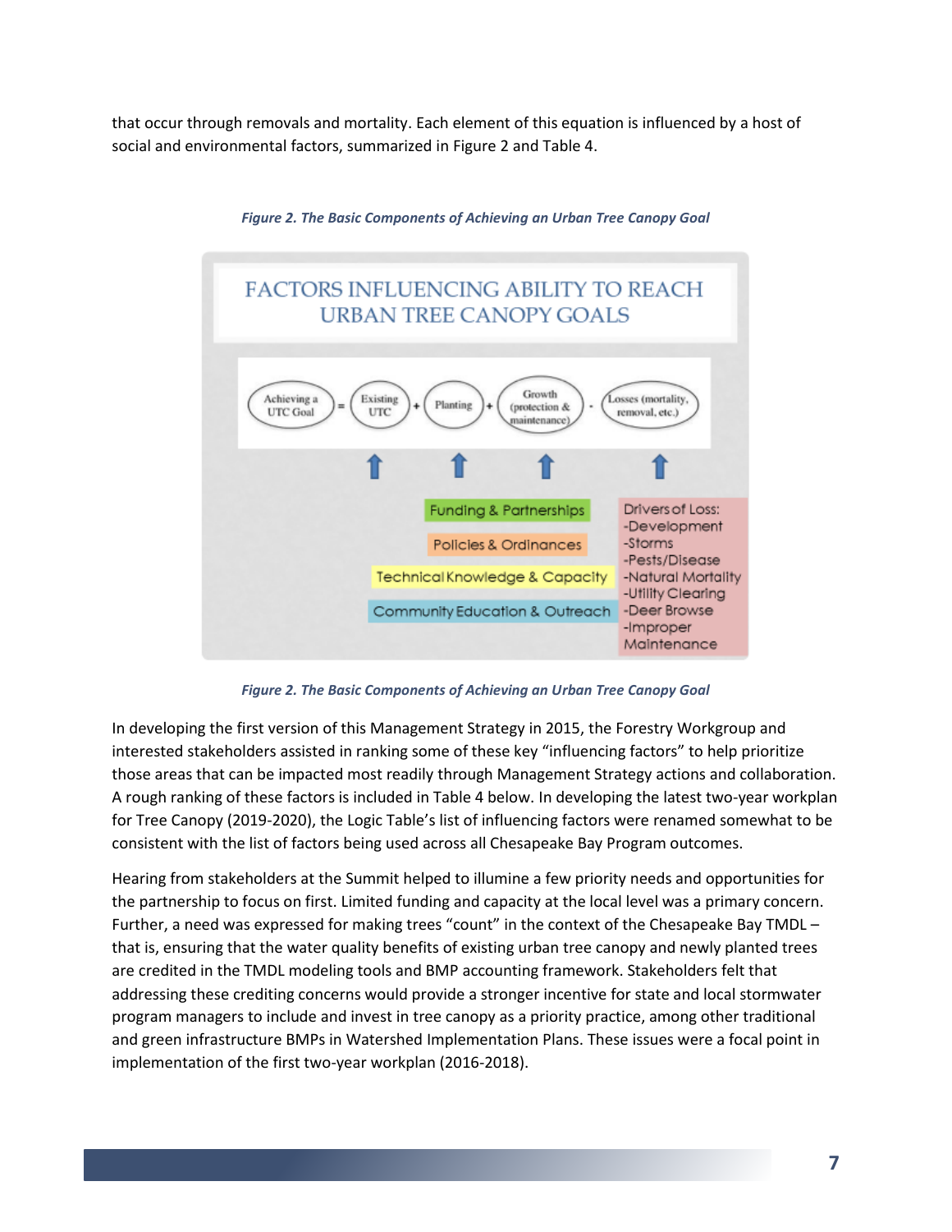that occur through removals and mortality. Each element of this equation is influenced by a host of social and environmental factors, summarized in Figure 2 and Table 4.

*Figure 2. The Basic Components of Achieving an Urban Tree Canopy Goal*

FACTORS INFLUENCING ABILITY TO REACH URBAN TREE CANOPY GOALS

Achieving a UTC Goal = Existing UTC + Planting + Growth (protection & maintenance) - Losses (mortality, removal, etc.)

Funding & Partnerships

Policies & Ordinances

Technical Knowledge & Capacity

Community Education & Outreach

Drivers of Loss:
- Development
- Storms
- Pests/Disease
- Natural Mortality
- Utility Clearing
- Deer Browse
- Improper Maintenance

*Figure 2. The Basic Components of Achieving an Urban Tree Canopy Goal*

In developing the first version of this Management Strategy in 2015, the Forestry Workgroup and interested stakeholders assisted in ranking some of these key "influencing factors" to help prioritize those areas that can be impacted most readily through Management Strategy actions and collaboration. A rough ranking of these factors is included in Table 4 below. In developing the latest two-year workplan for Tree Canopy (2019-2020), the Logic Table's list of influencing factors were renamed somewhat to be consistent with the list of factors being used across all Chesapeake Bay Program outcomes.

Hearing from stakeholders at the Summit helped to illumine a few priority needs and opportunities for the partnership to focus on first. Limited funding and capacity at the local level was a primary concern. Further, a need was expressed for making trees "count" in the context of the Chesapeake Bay TMDL – that is, ensuring that the water quality benefits of existing urban tree canopy and newly planted trees are credited in the TMDL modeling tools and BMP accounting framework. Stakeholders felt that addressing these crediting concerns would provide a stronger incentive for state and local stormwater program managers to include and invest in tree canopy as a priority practice, among other traditional and green infrastructure BMPs in Watershed Implementation Plans. These issues were a focal point in implementation of the first two-year workplan (2016-2018).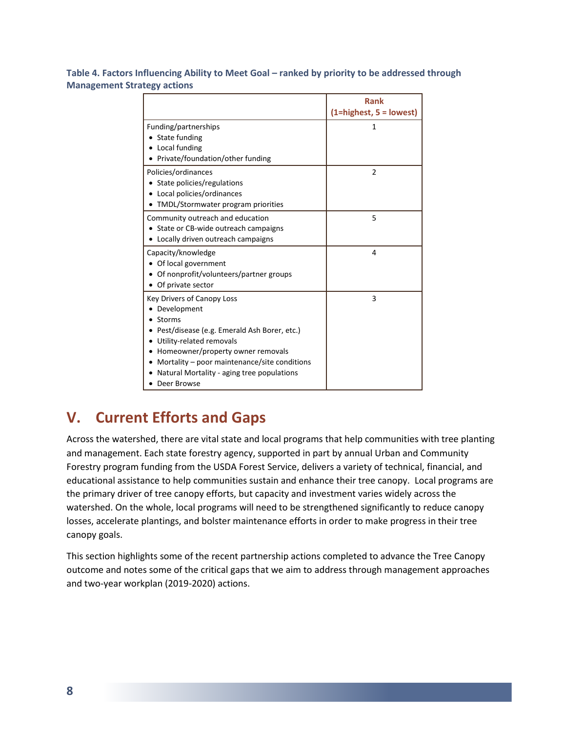**Table 4. Factors Influencing Ability to Meet Goal – ranked by priority to be addressed through Management Strategy actions**

| | Rank (1=highest, 5 = lowest) |
|---|---|
| Funding/partnerships<br>• State funding<br>• Local funding<br>• Private/foundation/other funding | 1 |
| Policies/ordinances<br>• State policies/regulations<br>• Local policies/ordinances<br>• TMDL/Stormwater program priorities | 2 |
| Community outreach and education<br>• State or CB-wide outreach campaigns<br>• Locally driven outreach campaigns | 5 |
| Capacity/knowledge<br>• Of local government<br>• Of nonprofit/volunteers/partner groups<br>• Of private sector | 4 |
| Key Drivers of Canopy Loss<br>• Development<br>• Storms<br>• Pest/disease (e.g. Emerald Ash Borer, etc.)<br>• Utility-related removals<br>• Homeowner/property owner removals<br>• Mortality – poor maintenance/site conditions<br>• Natural Mortality - aging tree populations<br>• Deer Browse | 3 |

# V. Current Efforts and Gaps

Across the watershed, there are vital state and local programs that help communities with tree planting and management. Each state forestry agency, supported in part by annual Urban and Community Forestry program funding from the USDA Forest Service, delivers a variety of technical, financial, and educational assistance to help communities sustain and enhance their tree canopy. Local programs are the primary driver of tree canopy efforts, but capacity and investment varies widely across the watershed. On the whole, local programs will need to be strengthened significantly to reduce canopy losses, accelerate plantings, and bolster maintenance efforts in order to make progress in their tree canopy goals.

This section highlights some of the recent partnership actions completed to advance the Tree Canopy outcome and notes some of the critical gaps that we aim to address through management approaches and two-year workplan (2019-2020) actions.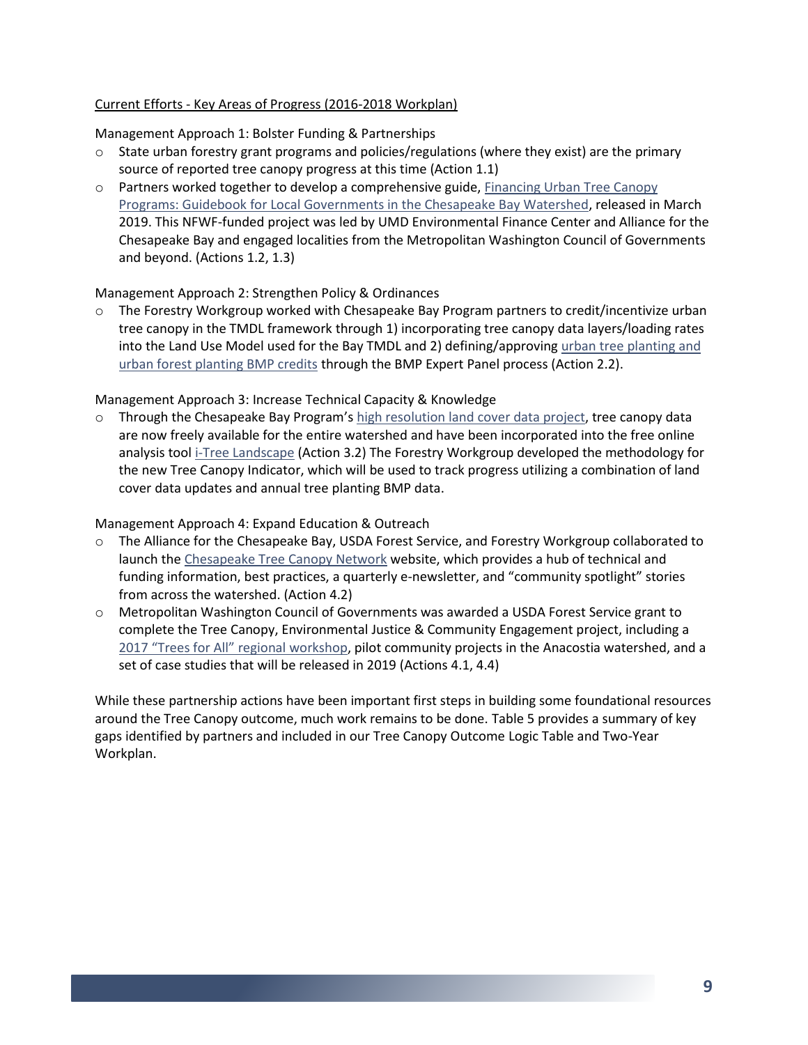Current Efforts - Key Areas of Progress (2016-2018 Workplan)

Management Approach 1: Bolster Funding & Partnerships

- State urban forestry grant programs and policies/regulations (where they exist) are the primary source of reported tree canopy progress at this time (Action 1.1)
- Partners worked together to develop a comprehensive guide, Financing Urban Tree Canopy Programs: Guidebook for Local Governments in the Chesapeake Bay Watershed, released in March 2019. This NFWF-funded project was led by UMD Environmental Finance Center and Alliance for the Chesapeake Bay and engaged localities from the Metropolitan Washington Council of Governments and beyond. (Actions 1.2, 1.3)

Management Approach 2: Strengthen Policy & Ordinances

- The Forestry Workgroup worked with Chesapeake Bay Program partners to credit/incentivize urban tree canopy in the TMDL framework through 1) incorporating tree canopy data layers/loading rates into the Land Use Model used for the Bay TMDL and 2) defining/approving urban tree planting and urban forest planting BMP credits through the BMP Expert Panel process (Action 2.2).

Management Approach 3: Increase Technical Capacity & Knowledge

- Through the Chesapeake Bay Program's high resolution land cover data project, tree canopy data are now freely available for the entire watershed and have been incorporated into the free online analysis tool i-Tree Landscape (Action 3.2) The Forestry Workgroup developed the methodology for the new Tree Canopy Indicator, which will be used to track progress utilizing a combination of land cover data updates and annual tree planting BMP data.

Management Approach 4: Expand Education & Outreach

- The Alliance for the Chesapeake Bay, USDA Forest Service, and Forestry Workgroup collaborated to launch the Chesapeake Tree Canopy Network website, which provides a hub of technical and funding information, best practices, a quarterly e-newsletter, and "community spotlight" stories from across the watershed. (Action 4.2)
- Metropolitan Washington Council of Governments was awarded a USDA Forest Service grant to complete the Tree Canopy, Environmental Justice & Community Engagement project, including a 2017 "Trees for All" regional workshop, pilot community projects in the Anacostia watershed, and a set of case studies that will be released in 2019 (Actions 4.1, 4.4)

While these partnership actions have been important first steps in building some foundational resources around the Tree Canopy outcome, much work remains to be done. Table 5 provides a summary of key gaps identified by partners and included in our Tree Canopy Outcome Logic Table and Two-Year Workplan.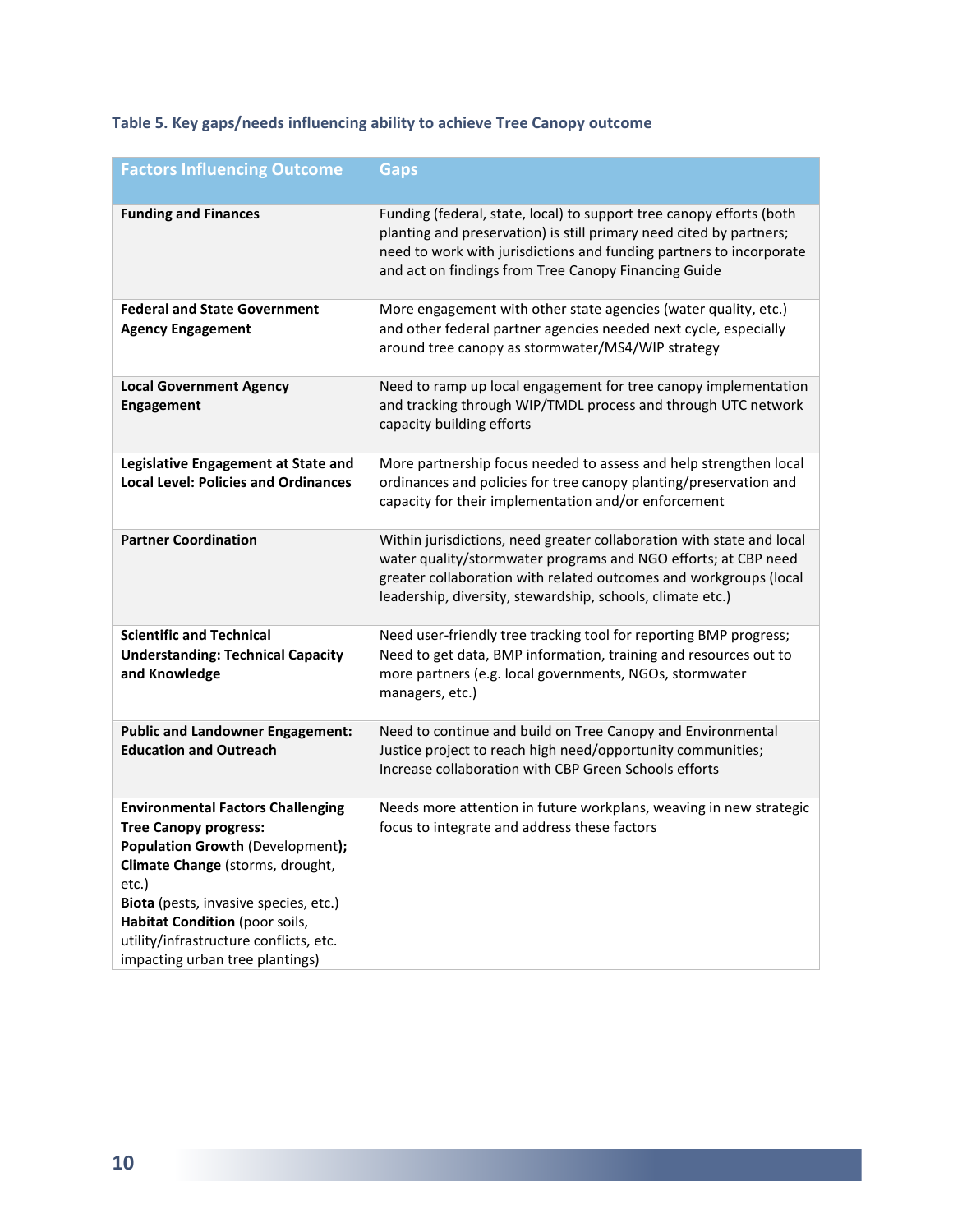**Table 5. Key gaps/needs influencing ability to achieve Tree Canopy outcome**

| Factors Influencing Outcome | Gaps |
| --- | --- |
| **Funding and Finances** | Funding (federal, state, local) to support tree canopy efforts (both planting and preservation) is still primary need cited by partners; need to work with jurisdictions and funding partners to incorporate and act on findings from Tree Canopy Financing Guide |
| **Federal and State Government Agency Engagement** | More engagement with other state agencies (water quality, etc.) and other federal partner agencies needed next cycle, especially around tree canopy as stormwater/MS4/WIP strategy |
| **Local Government Agency Engagement** | Need to ramp up local engagement for tree canopy implementation and tracking through WIP/TMDL process and through UTC network capacity building efforts |
| **Legislative Engagement at State and Local Level: Policies and Ordinances** | More partnership focus needed to assess and help strengthen local ordinances and policies for tree canopy planting/preservation and capacity for their implementation and/or enforcement |
| **Partner Coordination** | Within jurisdictions, need greater collaboration with state and local water quality/stormwater programs and NGO efforts; at CBP need greater collaboration with related outcomes and workgroups (local leadership, diversity, stewardship, schools, climate etc.) |
| **Scientific and Technical Understanding: Technical Capacity and Knowledge** | Need user-friendly tree tracking tool for reporting BMP progress; Need to get data, BMP information, training and resources out to more partners (e.g. local governments, NGOs, stormwater managers, etc.) |
| **Public and Landowner Engagement: Education and Outreach** | Need to continue and build on Tree Canopy and Environmental Justice project to reach high need/opportunity communities; Increase collaboration with CBP Green Schools efforts |
| **Environmental Factors Challenging Tree Canopy progress:** **Population Growth** (Development)**;** **Climate Change** (storms, drought, etc.) **Biota** (pests, invasive species, etc.) **Habitat Condition** (poor soils, utility/infrastructure conflicts, etc. impacting urban tree plantings) | Needs more attention in future workplans, weaving in new strategic focus to integrate and address these factors |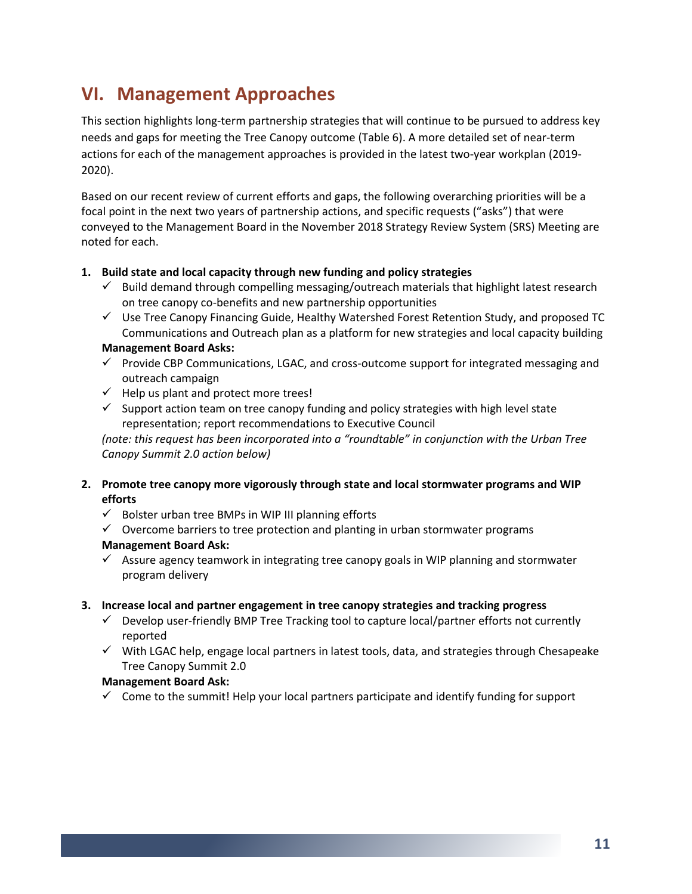# VI. Management Approaches

This section highlights long-term partnership strategies that will continue to be pursued to address key needs and gaps for meeting the Tree Canopy outcome (Table 6). A more detailed set of near-term actions for each of the management approaches is provided in the latest two-year workplan (2019-2020).

Based on our recent review of current efforts and gaps, the following overarching priorities will be a focal point in the next two years of partnership actions, and specific requests ("asks") that were conveyed to the Management Board in the November 2018 Strategy Review System (SRS) Meeting are noted for each.

1. **Build state and local capacity through new funding and policy strategies**
   - ✓ Build demand through compelling messaging/outreach materials that highlight latest research on tree canopy co-benefits and new partnership opportunities
   - ✓ Use Tree Canopy Financing Guide, Healthy Watershed Forest Retention Study, and proposed TC Communications and Outreach plan as a platform for new strategies and local capacity building

   **Management Board Asks:**
   - ✓ Provide CBP Communications, LGAC, and cross-outcome support for integrated messaging and outreach campaign
   - ✓ Help us plant and protect more trees!
   - ✓ Support action team on tree canopy funding and policy strategies with high level state representation; report recommendations to Executive Council

   *(note: this request has been incorporated into a "roundtable" in conjunction with the Urban Tree Canopy Summit 2.0 action below)*

2. **Promote tree canopy more vigorously through state and local stormwater programs and WIP efforts**
   - ✓ Bolster urban tree BMPs in WIP III planning efforts
   - ✓ Overcome barriers to tree protection and planting in urban stormwater programs

   **Management Board Ask:**
   - ✓ Assure agency teamwork in integrating tree canopy goals in WIP planning and stormwater program delivery

3. **Increase local and partner engagement in tree canopy strategies and tracking progress**
   - ✓ Develop user-friendly BMP Tree Tracking tool to capture local/partner efforts not currently reported
   - ✓ With LGAC help, engage local partners in latest tools, data, and strategies through Chesapeake Tree Canopy Summit 2.0

   **Management Board Ask:**
   - ✓ Come to the summit! Help your local partners participate and identify funding for support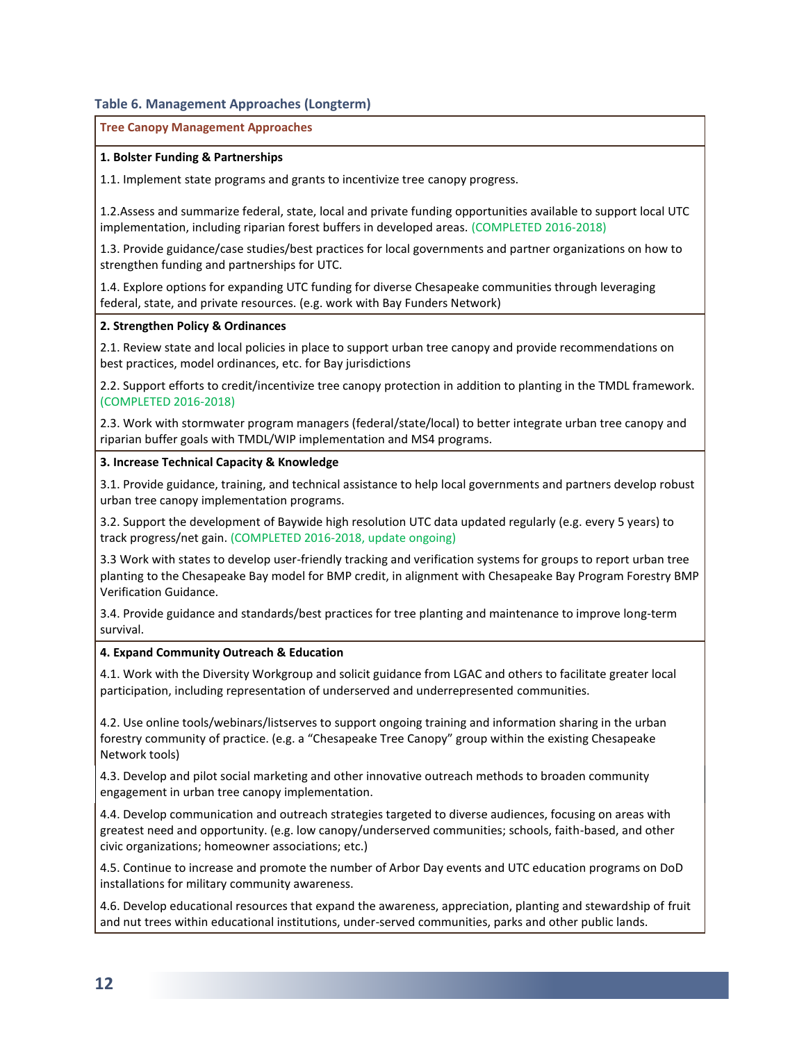### Table 6. Management Approaches (Longterm)

| Tree Canopy Management Approaches |
|---|
| **1. Bolster Funding & Partnerships** |
| 1.1. Implement state programs and grants to incentivize tree canopy progress. |
| 1.2.Assess and summarize federal, state, local and private funding opportunities available to support local UTC implementation, including riparian forest buffers in developed areas. (COMPLETED 2016-2018) |
| 1.3. Provide guidance/case studies/best practices for local governments and partner organizations on how to strengthen funding and partnerships for UTC. |
| 1.4. Explore options for expanding UTC funding for diverse Chesapeake communities through leveraging federal, state, and private resources. (e.g. work with Bay Funders Network) |
| **2. Strengthen Policy & Ordinances** |
| 2.1. Review state and local policies in place to support urban tree canopy and provide recommendations on best practices, model ordinances, etc. for Bay jurisdictions |
| 2.2. Support efforts to credit/incentivize tree canopy protection in addition to planting in the TMDL framework. (COMPLETED 2016-2018) |
| 2.3. Work with stormwater program managers (federal/state/local) to better integrate urban tree canopy and riparian buffer goals with TMDL/WIP implementation and MS4 programs. |
| **3. Increase Technical Capacity & Knowledge** |
| 3.1. Provide guidance, training, and technical assistance to help local governments and partners develop robust urban tree canopy implementation programs. |
| 3.2. Support the development of Baywide high resolution UTC data updated regularly (e.g. every 5 years) to track progress/net gain. (COMPLETED 2016-2018, update ongoing) |
| 3.3 Work with states to develop user-friendly tracking and verification systems for groups to report urban tree planting to the Chesapeake Bay model for BMP credit, in alignment with Chesapeake Bay Program Forestry BMP Verification Guidance. |
| 3.4. Provide guidance and standards/best practices for tree planting and maintenance to improve long-term survival. |
| **4. Expand Community Outreach & Education** |
| 4.1. Work with the Diversity Workgroup and solicit guidance from LGAC and others to facilitate greater local participation, including representation of underserved and underrepresented communities. |
| 4.2. Use online tools/webinars/listserves to support ongoing training and information sharing in the urban forestry community of practice. (e.g. a "Chesapeake Tree Canopy" group within the existing Chesapeake Network tools) |
| 4.3. Develop and pilot social marketing and other innovative outreach methods to broaden community engagement in urban tree canopy implementation. |
| 4.4. Develop communication and outreach strategies targeted to diverse audiences, focusing on areas with greatest need and opportunity. (e.g. low canopy/underserved communities; schools, faith-based, and other civic organizations; homeowner associations; etc.) |
| 4.5. Continue to increase and promote the number of Arbor Day events and UTC education programs on DoD installations for military community awareness. |
| 4.6. Develop educational resources that expand the awareness, appreciation, planting and stewardship of fruit and nut trees within educational institutions, under-served communities, parks and other public lands. |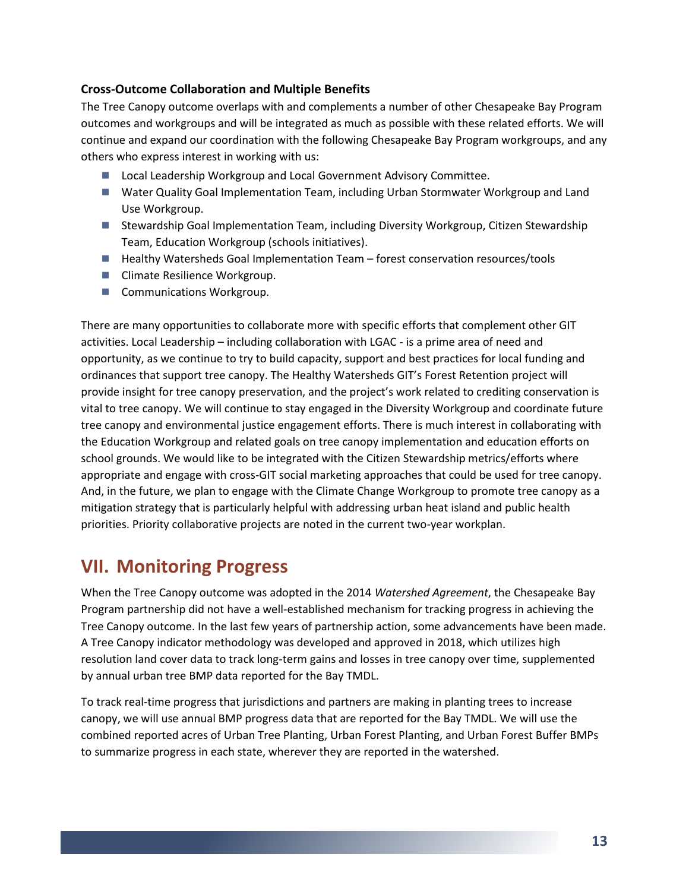### Cross-Outcome Collaboration and Multiple Benefits

The Tree Canopy outcome overlaps with and complements a number of other Chesapeake Bay Program outcomes and workgroups and will be integrated as much as possible with these related efforts. We will continue and expand our coordination with the following Chesapeake Bay Program workgroups, and any others who express interest in working with us:

- Local Leadership Workgroup and Local Government Advisory Committee.
- Water Quality Goal Implementation Team, including Urban Stormwater Workgroup and Land Use Workgroup.
- Stewardship Goal Implementation Team, including Diversity Workgroup, Citizen Stewardship Team, Education Workgroup (schools initiatives).
- Healthy Watersheds Goal Implementation Team – forest conservation resources/tools
- Climate Resilience Workgroup.
- Communications Workgroup.

There are many opportunities to collaborate more with specific efforts that complement other GIT activities. Local Leadership – including collaboration with LGAC - is a prime area of need and opportunity, as we continue to try to build capacity, support and best practices for local funding and ordinances that support tree canopy. The Healthy Watersheds GIT's Forest Retention project will provide insight for tree canopy preservation, and the project's work related to crediting conservation is vital to tree canopy. We will continue to stay engaged in the Diversity Workgroup and coordinate future tree canopy and environmental justice engagement efforts. There is much interest in collaborating with the Education Workgroup and related goals on tree canopy implementation and education efforts on school grounds. We would like to be integrated with the Citizen Stewardship metrics/efforts where appropriate and engage with cross-GIT social marketing approaches that could be used for tree canopy. And, in the future, we plan to engage with the Climate Change Workgroup to promote tree canopy as a mitigation strategy that is particularly helpful with addressing urban heat island and public health priorities. Priority collaborative projects are noted in the current two-year workplan.

## VII. Monitoring Progress

When the Tree Canopy outcome was adopted in the 2014 *Watershed Agreement*, the Chesapeake Bay Program partnership did not have a well-established mechanism for tracking progress in achieving the Tree Canopy outcome. In the last few years of partnership action, some advancements have been made. A Tree Canopy indicator methodology was developed and approved in 2018, which utilizes high resolution land cover data to track long-term gains and losses in tree canopy over time, supplemented by annual urban tree BMP data reported for the Bay TMDL.

To track real-time progress that jurisdictions and partners are making in planting trees to increase canopy, we will use annual BMP progress data that are reported for the Bay TMDL. We will use the combined reported acres of Urban Tree Planting, Urban Forest Planting, and Urban Forest Buffer BMPs to summarize progress in each state, wherever they are reported in the watershed.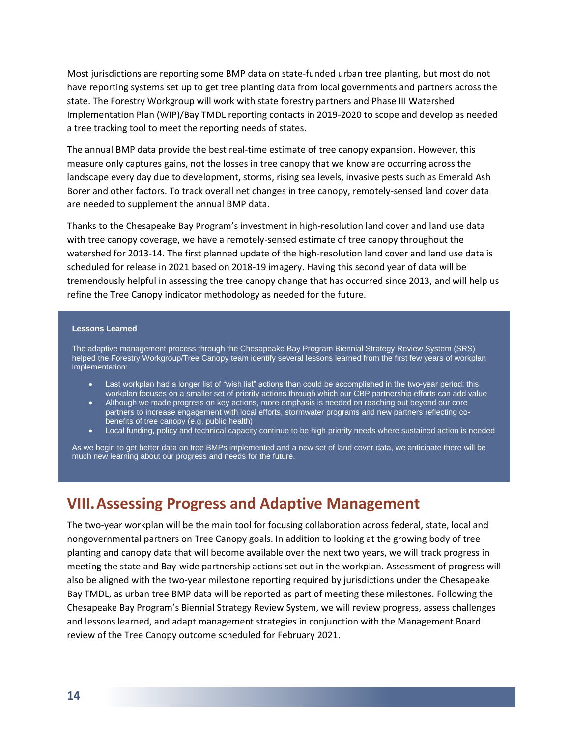Most jurisdictions are reporting some BMP data on state-funded urban tree planting, but most do not have reporting systems set up to get tree planting data from local governments and partners across the state. The Forestry Workgroup will work with state forestry partners and Phase III Watershed Implementation Plan (WIP)/Bay TMDL reporting contacts in 2019-2020 to scope and develop as needed a tree tracking tool to meet the reporting needs of states.

The annual BMP data provide the best real-time estimate of tree canopy expansion. However, this measure only captures gains, not the losses in tree canopy that we know are occurring across the landscape every day due to development, storms, rising sea levels, invasive pests such as Emerald Ash Borer and other factors. To track overall net changes in tree canopy, remotely-sensed land cover data are needed to supplement the annual BMP data.

Thanks to the Chesapeake Bay Program's investment in high-resolution land cover and land use data with tree canopy coverage, we have a remotely-sensed estimate of tree canopy throughout the watershed for 2013-14. The first planned update of the high-resolution land cover and land use data is scheduled for release in 2021 based on 2018-19 imagery. Having this second year of data will be tremendously helpful in assessing the tree canopy change that has occurred since 2013, and will help us refine the Tree Canopy indicator methodology as needed for the future.

**Lessons Learned**

The adaptive management process through the Chesapeake Bay Program Biennial Strategy Review System (SRS) helped the Forestry Workgroup/Tree Canopy team identify several lessons learned from the first few years of workplan implementation:

- Last workplan had a longer list of "wish list" actions than could be accomplished in the two-year period; this workplan focuses on a smaller set of priority actions through which our CBP partnership efforts can add value
- Although we made progress on key actions, more emphasis is needed on reaching out beyond our core partners to increase engagement with local efforts, stormwater programs and new partners reflecting co-benefits of tree canopy (e.g. public health)
- Local funding, policy and technical capacity continue to be high priority needs where sustained action is needed

As we begin to get better data on tree BMPs implemented and a new set of land cover data, we anticipate there will be much new learning about our progress and needs for the future.

# VIII. Assessing Progress and Adaptive Management

The two-year workplan will be the main tool for focusing collaboration across federal, state, local and nongovernmental partners on Tree Canopy goals. In addition to looking at the growing body of tree planting and canopy data that will become available over the next two years, we will track progress in meeting the state and Bay-wide partnership actions set out in the workplan. Assessment of progress will also be aligned with the two-year milestone reporting required by jurisdictions under the Chesapeake Bay TMDL, as urban tree BMP data will be reported as part of meeting these milestones. Following the Chesapeake Bay Program's Biennial Strategy Review System, we will review progress, assess challenges and lessons learned, and adapt management strategies in conjunction with the Management Board review of the Tree Canopy outcome scheduled for February 2021.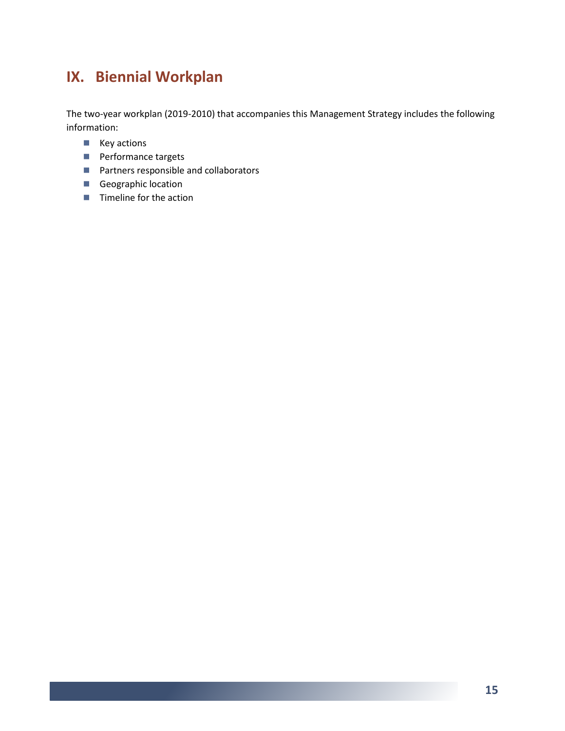# IX. Biennial Workplan

The two-year workplan (2019-2010) that accompanies this Management Strategy includes the following information:

- Key actions
- Performance targets
- Partners responsible and collaborators
- Geographic location
- Timeline for the action